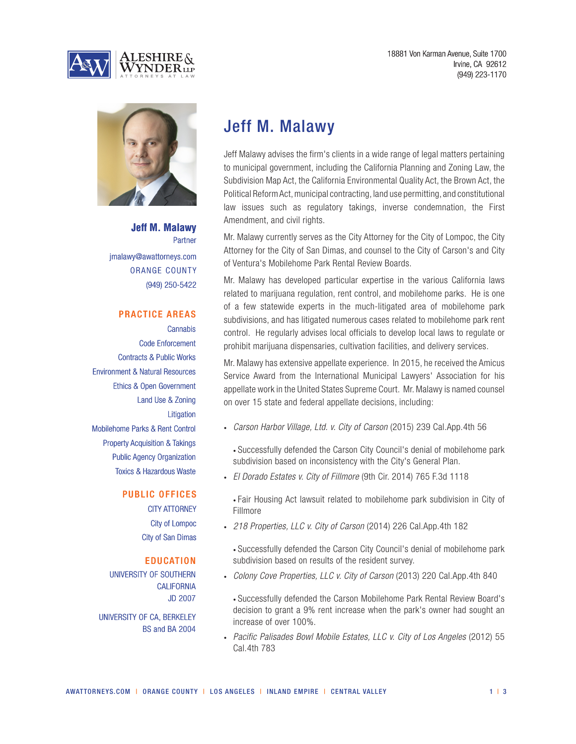ALESHIRE & WYNDER LLP
ATTORNEYS AT LAW

18881 Von Karman Avenue, Suite 1700
Irvine, CA 92612
(949) 223-1170

**Jeff M. Malawy**
Partner

jmalawy@awattorneys.com
ORANGE COUNTY
(949) 250-5422

## PRACTICE AREAS

Cannabis
Code Enforcement
Contracts & Public Works
Environment & Natural Resources
Ethics & Open Government
Land Use & Zoning
Litigation
Mobilehome Parks & Rent Control
Property Acquisition & Takings
Public Agency Organization
Toxics & Hazardous Waste

## PUBLIC OFFICES

CITY ATTORNEY
City of Lompoc
City of San Dimas

## EDUCATION

UNIVERSITY OF SOUTHERN CALIFORNIA
JD 2007

UNIVERSITY OF CA, BERKELEY
BS and BA 2004

# Jeff M. Malawy

Jeff Malawy advises the firm's clients in a wide range of legal matters pertaining to municipal government, including the California Planning and Zoning Law, the Subdivision Map Act, the California Environmental Quality Act, the Brown Act, the Political Reform Act, municipal contracting, land use permitting, and constitutional law issues such as regulatory takings, inverse condemnation, the First Amendment, and civil rights.

Mr. Malawy currently serves as the City Attorney for the City of Lompoc, the City Attorney for the City of San Dimas, and counsel to the City of Carson's and City of Ventura's Mobilehome Park Rental Review Boards.

Mr. Malawy has developed particular expertise in the various California laws related to marijuana regulation, rent control, and mobilehome parks. He is one of a few statewide experts in the much-litigated area of mobilehome park subdivisions, and has litigated numerous cases related to mobilehome park rent control. He regularly advises local officials to develop local laws to regulate or prohibit marijuana dispensaries, cultivation facilities, and delivery services.

Mr. Malawy has extensive appellate experience. In 2015, he received the Amicus Service Award from the International Municipal Lawyers' Association for his appellate work in the United States Supreme Court. Mr. Malawy is named counsel on over 15 state and federal appellate decisions, including:

- *Carson Harbor Village, Ltd. v. City of Carson* (2015) 239 Cal.App.4th 56
  - Successfully defended the Carson City Council's denial of mobilehome park subdivision based on inconsistency with the City's General Plan.
- *El Dorado Estates v. City of Fillmore* (9th Cir. 2014) 765 F.3d 1118
  - Fair Housing Act lawsuit related to mobilehome park subdivision in City of Fillmore
- *218 Properties, LLC v. City of Carson* (2014) 226 Cal.App.4th 182
  - Successfully defended the Carson City Council's denial of mobilehome park subdivision based on results of the resident survey.
- *Colony Cove Properties, LLC v. City of Carson* (2013) 220 Cal.App.4th 840
  - Successfully defended the Carson Mobilehome Park Rental Review Board's decision to grant a 9% rent increase when the park's owner had sought an increase of over 100%.
- *Pacific Palisades Bowl Mobile Estates, LLC v. City of Los Angeles* (2012) 55 Cal.4th 783

AWATTORNEYS.COM | ORANGE COUNTY | LOS ANGELES | INLAND EMPIRE | CENTRAL VALLEY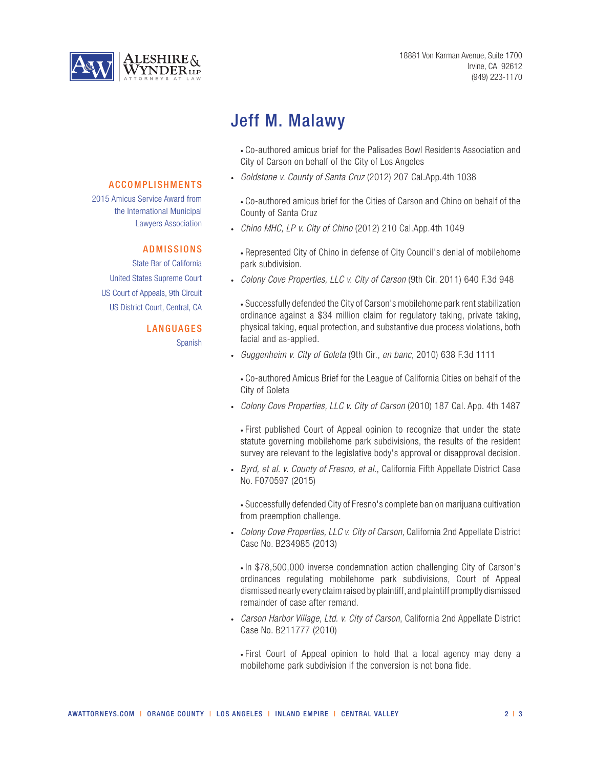# Jeff M. Malawy

### ACCOMPLISHMENTS

2015 Amicus Service Award from the International Municipal Lawyers Association

### ADMISSIONS

State Bar of California

United States Supreme Court

US Court of Appeals, 9th Circuit

US District Court, Central, CA

### LANGUAGES

Spanish

- Co-authored amicus brief for the Palisades Bowl Residents Association and City of Carson on behalf of the City of Los Angeles

- *Goldstone v. County of Santa Cruz* (2012) 207 Cal.App.4th 1038
  - Co-authored amicus brief for the Cities of Carson and Chino on behalf of the County of Santa Cruz
- *Chino MHC, LP v. City of Chino* (2012) 210 Cal.App.4th 1049
  - Represented City of Chino in defense of City Council's denial of mobilehome park subdivision.
- *Colony Cove Properties, LLC v. City of Carson* (9th Cir. 2011) 640 F.3d 948
  - Successfully defended the City of Carson's mobilehome park rent stabilization ordinance against a $34 million claim for regulatory taking, private taking, physical taking, equal protection, and substantive due process violations, both facial and as-applied.
- *Guggenheim v. City of Goleta* (9th Cir., *en banc*, 2010) 638 F.3d 1111
  - Co-authored Amicus Brief for the League of California Cities on behalf of the City of Goleta
- *Colony Cove Properties, LLC v. City of Carson* (2010) 187 Cal. App. 4th 1487
  - First published Court of Appeal opinion to recognize that under the state statute governing mobilehome park subdivisions, the results of the resident survey are relevant to the legislative body's approval or disapproval decision.
- *Byrd, et al. v. County of Fresno, et al.*, California Fifth Appellate District Case No. F070597 (2015)
  - Successfully defended City of Fresno's complete ban on marijuana cultivation from preemption challenge.
- *Colony Cove Properties, LLC v. City of Carson*, California 2nd Appellate District Case No. B234985 (2013)
  - In $78,500,000 inverse condemnation action challenging City of Carson's ordinances regulating mobilehome park subdivisions, Court of Appeal dismissed nearly every claim raised by plaintiff, and plaintiff promptly dismissed remainder of case after remand.
- *Carson Harbor Village, Ltd. v. City of Carson*, California 2nd Appellate District Case No. B211777 (2010)
  - First Court of Appeal opinion to hold that a local agency may deny a mobilehome park subdivision if the conversion is not bona fide.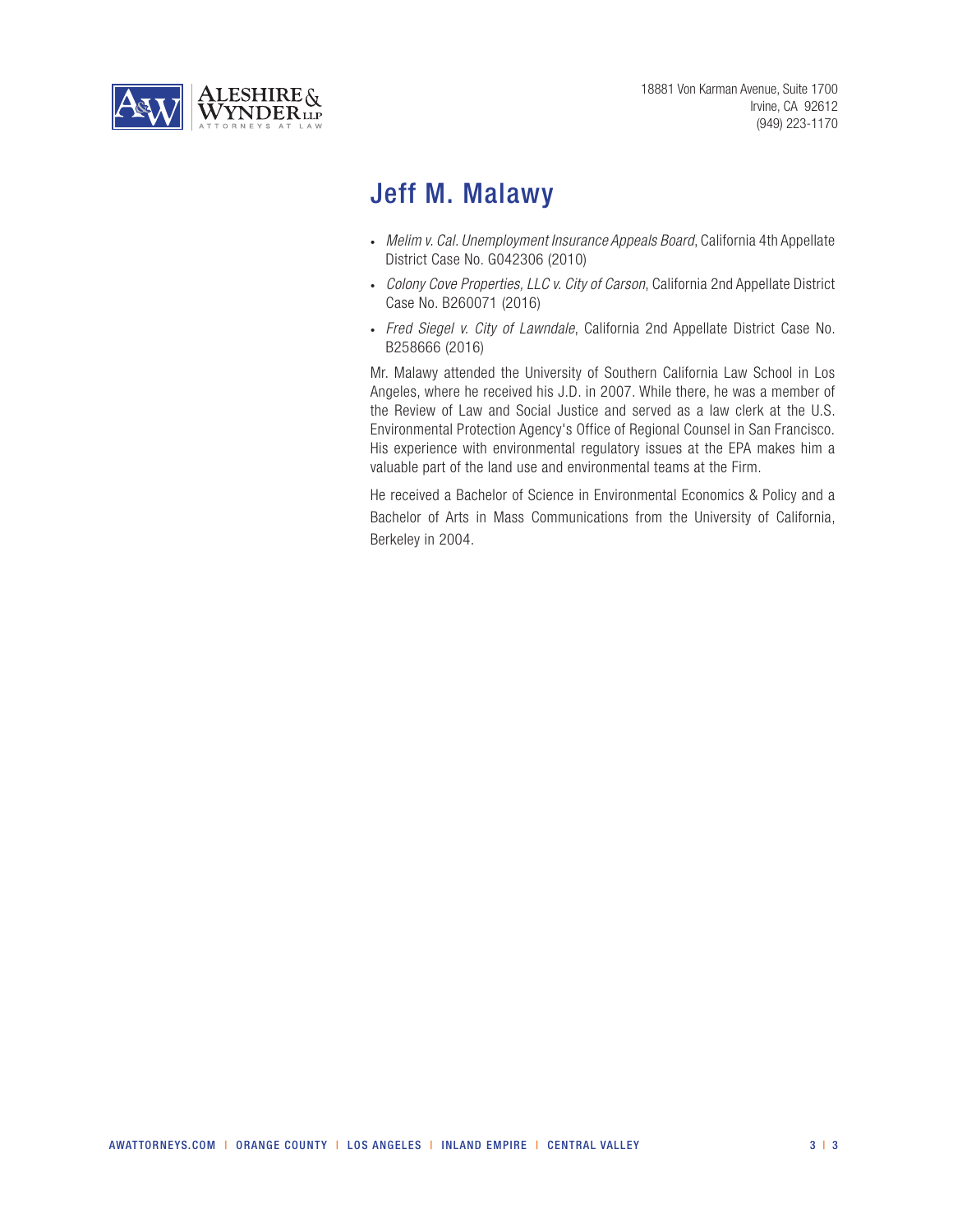# Jeff M. Malawy

- *Melim v. Cal. Unemployment Insurance Appeals Board*, California 4th Appellate District Case No. G042306 (2010)
- *Colony Cove Properties, LLC v. City of Carson*, California 2nd Appellate District Case No. B260071 (2016)
- *Fred Siegel v. City of Lawndale*, California 2nd Appellate District Case No. B258666 (2016)

Mr. Malawy attended the University of Southern California Law School in Los Angeles, where he received his J.D. in 2007. While there, he was a member of the Review of Law and Social Justice and served as a law clerk at the U.S. Environmental Protection Agency's Office of Regional Counsel in San Francisco. His experience with environmental regulatory issues at the EPA makes him a valuable part of the land use and environmental teams at the Firm.

He received a Bachelor of Science in Environmental Economics & Policy and a Bachelor of Arts in Mass Communications from the University of California, Berkeley in 2004.